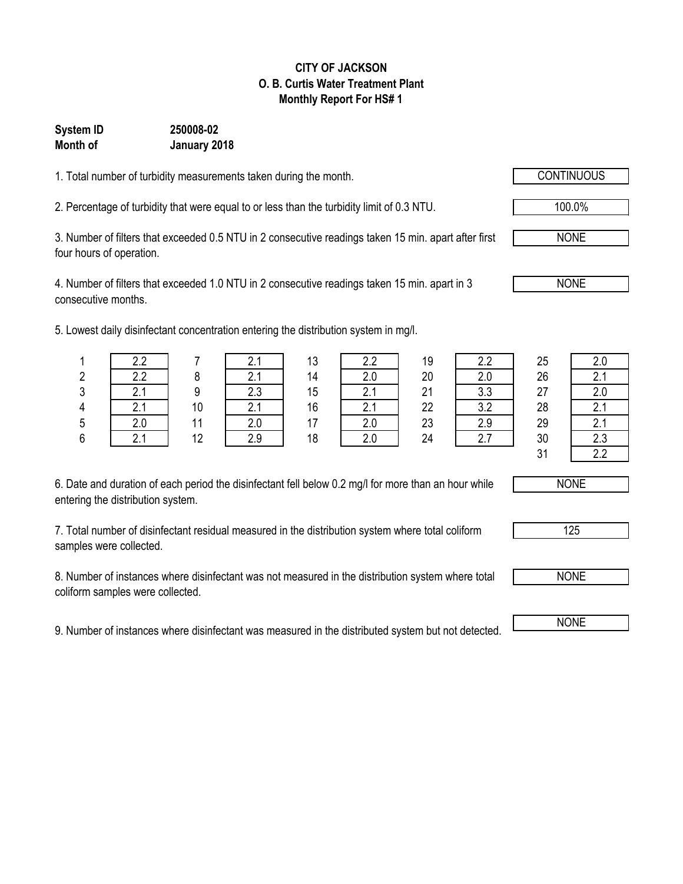# CITY OF JACKSON
## O. B. Curtis Water Treatment Plant
## Monthly Report For HS# 1

**System ID** **250008-02**
**Month of** **January 2018**

1. Total number of turbidity measurements taken during the month. — CONTINUOUS

2. Percentage of turbidity that were equal to or less than the turbidity limit of 0.3 NTU. — 100.0%

3. Number of filters that exceeded 0.5 NTU in 2 consecutive readings taken 15 min. apart after first four hours of operation. — NONE

4. Number of filters that exceeded 1.0 NTU in 2 consecutive readings taken 15 min. apart in 3 consecutive months. — NONE

5. Lowest daily disinfectant concentration entering the distribution system in mg/l.

| Day | mg/l | Day | mg/l | Day | mg/l | Day | mg/l | Day | mg/l |
|---|---|---|---|---|---|---|---|---|---|
| 1 | 2.2 | 7 | 2.1 | 13 | 2.2 | 19 | 2.2 | 25 | 2.0 |
| 2 | 2.2 | 8 | 2.1 | 14 | 2.0 | 20 | 2.0 | 26 | 2.1 |
| 3 | 2.1 | 9 | 2.3 | 15 | 2.1 | 21 | 3.3 | 27 | 2.0 |
| 4 | 2.1 | 10 | 2.1 | 16 | 2.1 | 22 | 3.2 | 28 | 2.1 |
| 5 | 2.0 | 11 | 2.0 | 17 | 2.0 | 23 | 2.9 | 29 | 2.1 |
| 6 | 2.1 | 12 | 2.9 | 18 | 2.0 | 24 | 2.7 | 30 | 2.3 |
| | | | | | | | | 31 | 2.2 |

6. Date and duration of each period the disinfectant fell below 0.2 mg/l for more than an hour while entering the distribution system. — NONE

7. Total number of disinfectant residual measured in the distribution system where total coliform samples were collected. — 125

8. Number of instances where disinfectant was not measured in the distribution system where total coliform samples were collected. — NONE

9. Number of instances where disinfectant was measured in the distributed system but not detected. — NONE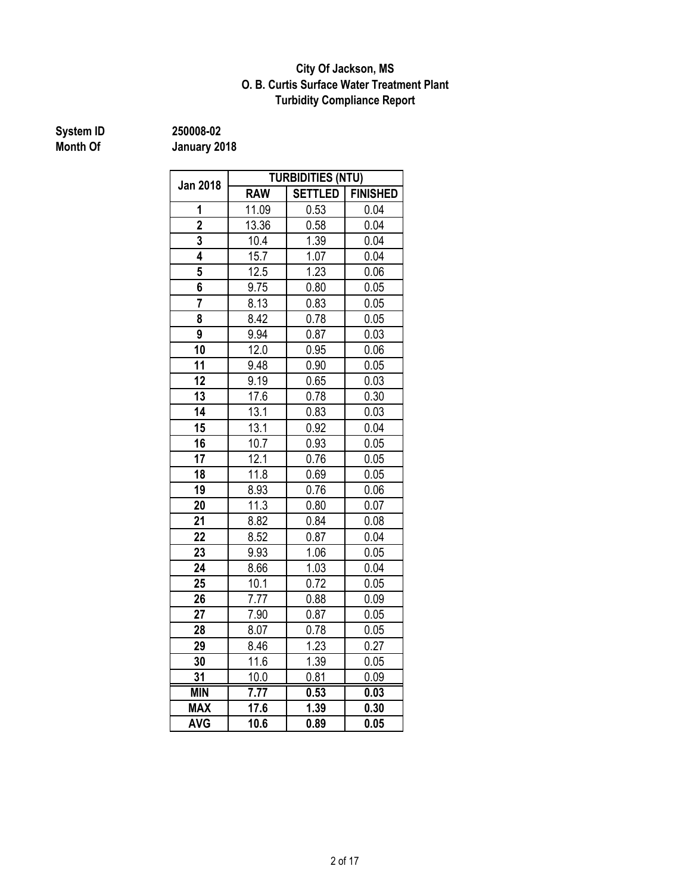**City Of Jackson, MS**
**O. B. Curtis Surface Water Treatment Plant**
**Turbidity Compliance Report**

**System ID** 250008-02
**Month Of** January 2018

| Jan 2018 | TURBIDITIES (NTU) | | |
|---|---|---|---|
| | RAW | SETTLED | FINISHED |
| 1 | 11.09 | 0.53 | 0.04 |
| 2 | 13.36 | 0.58 | 0.04 |
| 3 | 10.4 | 1.39 | 0.04 |
| 4 | 15.7 | 1.07 | 0.04 |
| 5 | 12.5 | 1.23 | 0.06 |
| 6 | 9.75 | 0.80 | 0.05 |
| 7 | 8.13 | 0.83 | 0.05 |
| 8 | 8.42 | 0.78 | 0.05 |
| 9 | 9.94 | 0.87 | 0.03 |
| 10 | 12.0 | 0.95 | 0.06 |
| 11 | 9.48 | 0.90 | 0.05 |
| 12 | 9.19 | 0.65 | 0.03 |
| 13 | 17.6 | 0.78 | 0.30 |
| 14 | 13.1 | 0.83 | 0.03 |
| 15 | 13.1 | 0.92 | 0.04 |
| 16 | 10.7 | 0.93 | 0.05 |
| 17 | 12.1 | 0.76 | 0.05 |
| 18 | 11.8 | 0.69 | 0.05 |
| 19 | 8.93 | 0.76 | 0.06 |
| 20 | 11.3 | 0.80 | 0.07 |
| 21 | 8.82 | 0.84 | 0.08 |
| 22 | 8.52 | 0.87 | 0.04 |
| 23 | 9.93 | 1.06 | 0.05 |
| 24 | 8.66 | 1.03 | 0.04 |
| 25 | 10.1 | 0.72 | 0.05 |
| 26 | 7.77 | 0.88 | 0.09 |
| 27 | 7.90 | 0.87 | 0.05 |
| 28 | 8.07 | 0.78 | 0.05 |
| 29 | 8.46 | 1.23 | 0.27 |
| 30 | 11.6 | 1.39 | 0.05 |
| 31 | 10.0 | 0.81 | 0.09 |
| **MIN** | **7.77** | **0.53** | **0.03** |
| **MAX** | **17.6** | **1.39** | **0.30** |
| **AVG** | **10.6** | **0.89** | **0.05** |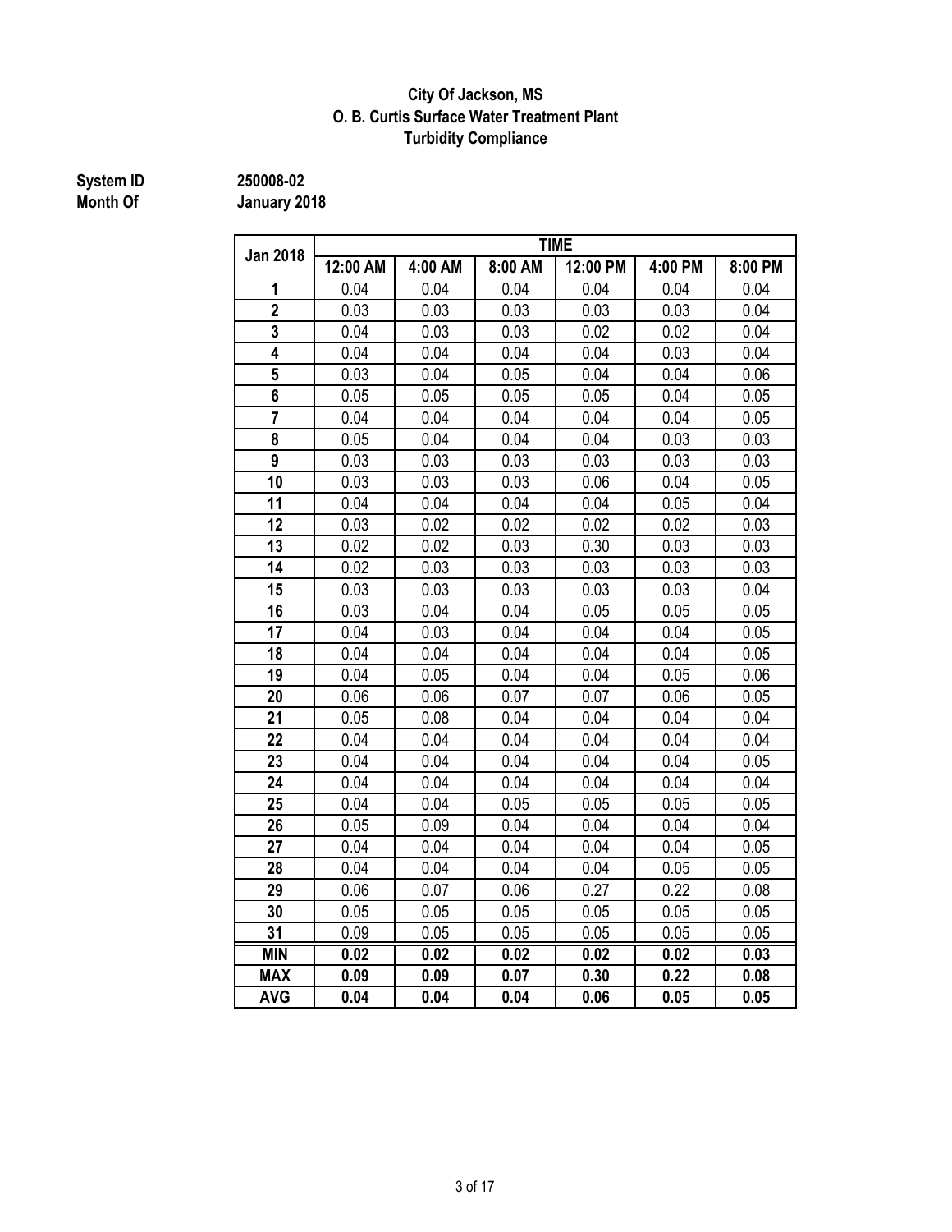**City Of Jackson, MS**
**O. B. Curtis Surface Water Treatment Plant**
**Turbidity Compliance**

**System ID** 250008-02
**Month Of** January 2018

| Jan 2018 | TIME | | | | | |
|---|---|---|---|---|---|---|
| | 12:00 AM | 4:00 AM | 8:00 AM | 12:00 PM | 4:00 PM | 8:00 PM |
| 1 | 0.04 | 0.04 | 0.04 | 0.04 | 0.04 | 0.04 |
| 2 | 0.03 | 0.03 | 0.03 | 0.03 | 0.03 | 0.04 |
| 3 | 0.04 | 0.03 | 0.03 | 0.02 | 0.02 | 0.04 |
| 4 | 0.04 | 0.04 | 0.04 | 0.04 | 0.03 | 0.04 |
| 5 | 0.03 | 0.04 | 0.05 | 0.04 | 0.04 | 0.06 |
| 6 | 0.05 | 0.05 | 0.05 | 0.05 | 0.04 | 0.05 |
| 7 | 0.04 | 0.04 | 0.04 | 0.04 | 0.04 | 0.05 |
| 8 | 0.05 | 0.04 | 0.04 | 0.04 | 0.03 | 0.03 |
| 9 | 0.03 | 0.03 | 0.03 | 0.03 | 0.03 | 0.03 |
| 10 | 0.03 | 0.03 | 0.03 | 0.06 | 0.04 | 0.05 |
| 11 | 0.04 | 0.04 | 0.04 | 0.04 | 0.05 | 0.04 |
| 12 | 0.03 | 0.02 | 0.02 | 0.02 | 0.02 | 0.03 |
| 13 | 0.02 | 0.02 | 0.03 | 0.30 | 0.03 | 0.03 |
| 14 | 0.02 | 0.03 | 0.03 | 0.03 | 0.03 | 0.03 |
| 15 | 0.03 | 0.03 | 0.03 | 0.03 | 0.03 | 0.04 |
| 16 | 0.03 | 0.04 | 0.04 | 0.05 | 0.05 | 0.05 |
| 17 | 0.04 | 0.03 | 0.04 | 0.04 | 0.04 | 0.05 |
| 18 | 0.04 | 0.04 | 0.04 | 0.04 | 0.04 | 0.05 |
| 19 | 0.04 | 0.05 | 0.04 | 0.04 | 0.05 | 0.06 |
| 20 | 0.06 | 0.06 | 0.07 | 0.07 | 0.06 | 0.05 |
| 21 | 0.05 | 0.08 | 0.04 | 0.04 | 0.04 | 0.04 |
| 22 | 0.04 | 0.04 | 0.04 | 0.04 | 0.04 | 0.04 |
| 23 | 0.04 | 0.04 | 0.04 | 0.04 | 0.04 | 0.05 |
| 24 | 0.04 | 0.04 | 0.04 | 0.04 | 0.04 | 0.04 |
| 25 | 0.04 | 0.04 | 0.05 | 0.05 | 0.05 | 0.05 |
| 26 | 0.05 | 0.09 | 0.04 | 0.04 | 0.04 | 0.04 |
| 27 | 0.04 | 0.04 | 0.04 | 0.04 | 0.04 | 0.05 |
| 28 | 0.04 | 0.04 | 0.04 | 0.04 | 0.05 | 0.05 |
| 29 | 0.06 | 0.07 | 0.06 | 0.27 | 0.22 | 0.08 |
| 30 | 0.05 | 0.05 | 0.05 | 0.05 | 0.05 | 0.05 |
| 31 | 0.09 | 0.05 | 0.05 | 0.05 | 0.05 | 0.05 |
| **MIN** | **0.02** | **0.02** | **0.02** | **0.02** | **0.02** | **0.03** |
| **MAX** | **0.09** | **0.09** | **0.07** | **0.30** | **0.22** | **0.08** |
| **AVG** | **0.04** | **0.04** | **0.04** | **0.06** | **0.05** | **0.05** |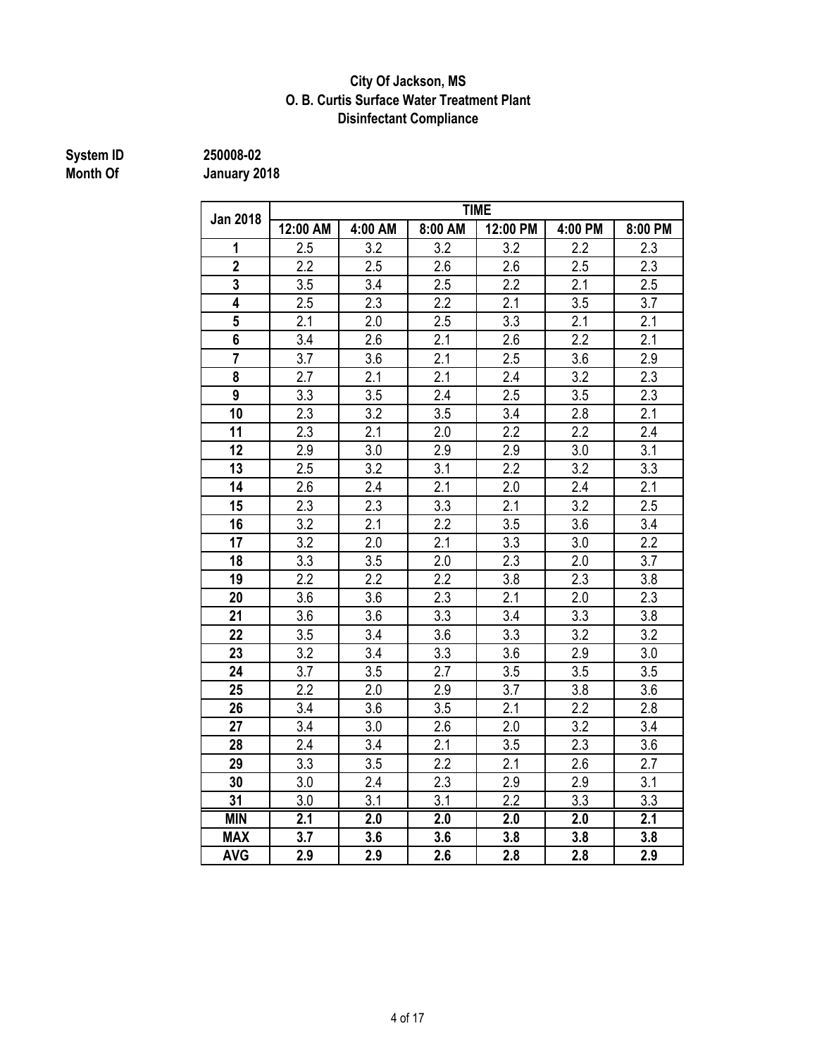**City Of Jackson, MS**
**O. B. Curtis Surface Water Treatment Plant**
**Disinfectant Compliance**

**System ID** 250008-02
**Month Of** January 2018

| Jan 2018 | TIME | | | | | |
|---|---|---|---|---|---|---|
| | 12:00 AM | 4:00 AM | 8:00 AM | 12:00 PM | 4:00 PM | 8:00 PM |
| 1 | 2.5 | 3.2 | 3.2 | 3.2 | 2.2 | 2.3 |
| 2 | 2.2 | 2.5 | 2.6 | 2.6 | 2.5 | 2.3 |
| 3 | 3.5 | 3.4 | 2.5 | 2.2 | 2.1 | 2.5 |
| 4 | 2.5 | 2.3 | 2.2 | 2.1 | 3.5 | 3.7 |
| 5 | 2.1 | 2.0 | 2.5 | 3.3 | 2.1 | 2.1 |
| 6 | 3.4 | 2.6 | 2.1 | 2.6 | 2.2 | 2.1 |
| 7 | 3.7 | 3.6 | 2.1 | 2.5 | 3.6 | 2.9 |
| 8 | 2.7 | 2.1 | 2.1 | 2.4 | 3.2 | 2.3 |
| 9 | 3.3 | 3.5 | 2.4 | 2.5 | 3.5 | 2.3 |
| 10 | 2.3 | 3.2 | 3.5 | 3.4 | 2.8 | 2.1 |
| 11 | 2.3 | 2.1 | 2.0 | 2.2 | 2.2 | 2.4 |
| 12 | 2.9 | 3.0 | 2.9 | 2.9 | 3.0 | 3.1 |
| 13 | 2.5 | 3.2 | 3.1 | 2.2 | 3.2 | 3.3 |
| 14 | 2.6 | 2.4 | 2.1 | 2.0 | 2.4 | 2.1 |
| 15 | 2.3 | 2.3 | 3.3 | 2.1 | 3.2 | 2.5 |
| 16 | 3.2 | 2.1 | 2.2 | 3.5 | 3.6 | 3.4 |
| 17 | 3.2 | 2.0 | 2.1 | 3.3 | 3.0 | 2.2 |
| 18 | 3.3 | 3.5 | 2.0 | 2.3 | 2.0 | 3.7 |
| 19 | 2.2 | 2.2 | 2.2 | 3.8 | 2.3 | 3.8 |
| 20 | 3.6 | 3.6 | 2.3 | 2.1 | 2.0 | 2.3 |
| 21 | 3.6 | 3.6 | 3.3 | 3.4 | 3.3 | 3.8 |
| 22 | 3.5 | 3.4 | 3.6 | 3.3 | 3.2 | 3.2 |
| 23 | 3.2 | 3.4 | 3.3 | 3.6 | 2.9 | 3.0 |
| 24 | 3.7 | 3.5 | 2.7 | 3.5 | 3.5 | 3.5 |
| 25 | 2.2 | 2.0 | 2.9 | 3.7 | 3.8 | 3.6 |
| 26 | 3.4 | 3.6 | 3.5 | 2.1 | 2.2 | 2.8 |
| 27 | 3.4 | 3.0 | 2.6 | 2.0 | 3.2 | 3.4 |
| 28 | 2.4 | 3.4 | 2.1 | 3.5 | 2.3 | 3.6 |
| 29 | 3.3 | 3.5 | 2.2 | 2.1 | 2.6 | 2.7 |
| 30 | 3.0 | 2.4 | 2.3 | 2.9 | 2.9 | 3.1 |
| 31 | 3.0 | 3.1 | 3.1 | 2.2 | 3.3 | 3.3 |
| **MIN** | **2.1** | **2.0** | **2.0** | **2.0** | **2.0** | **2.1** |
| **MAX** | **3.7** | **3.6** | **3.6** | **3.8** | **3.8** | **3.8** |
| **AVG** | **2.9** | **2.9** | **2.6** | **2.8** | **2.8** | **2.9** |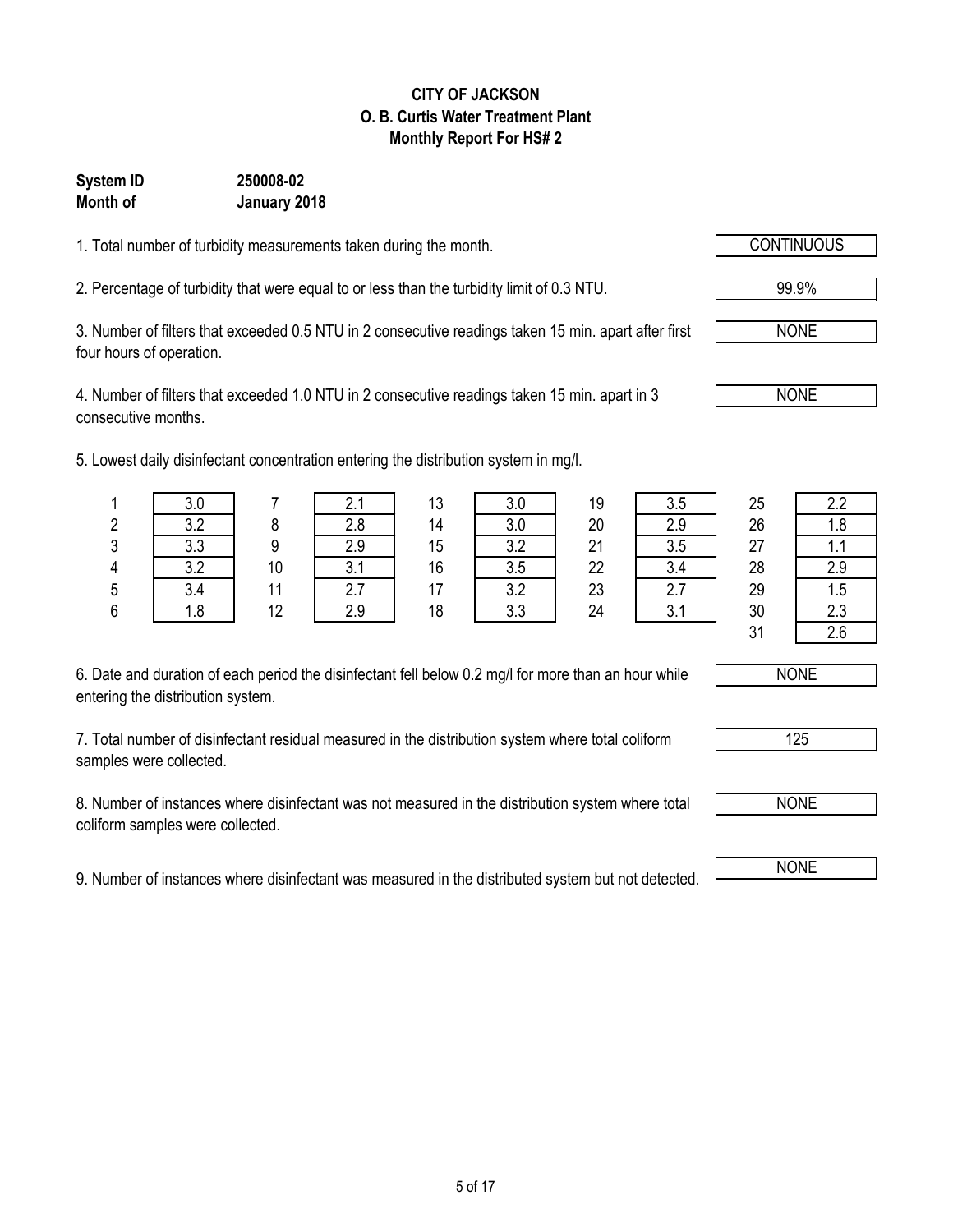**CITY OF JACKSON**
**O. B. Curtis Water Treatment Plant**
**Monthly Report For HS# 2**

**System ID** **250008-02**
**Month of** **January 2018**

1. Total number of turbidity measurements taken during the month. CONTINUOUS

2. Percentage of turbidity that were equal to or less than the turbidity limit of 0.3 NTU. 99.9%

3. Number of filters that exceeded 0.5 NTU in 2 consecutive readings taken 15 min. apart after first four hours of operation. NONE

4. Number of filters that exceeded 1.0 NTU in 2 consecutive readings taken 15 min. apart in 3 consecutive months. NONE

5. Lowest daily disinfectant concentration entering the distribution system in mg/l.

| Day | mg/l | Day | mg/l | Day | mg/l | Day | mg/l | Day | mg/l |
|---|---|---|---|---|---|---|---|---|---|
| 1 | 3.0 | 7 | 2.1 | 13 | 3.0 | 19 | 3.5 | 25 | 2.2 |
| 2 | 3.2 | 8 | 2.8 | 14 | 3.0 | 20 | 2.9 | 26 | 1.8 |
| 3 | 3.3 | 9 | 2.9 | 15 | 3.2 | 21 | 3.5 | 27 | 1.1 |
| 4 | 3.2 | 10 | 3.1 | 16 | 3.5 | 22 | 3.4 | 28 | 2.9 |
| 5 | 3.4 | 11 | 2.7 | 17 | 3.2 | 23 | 2.7 | 29 | 1.5 |
| 6 | 1.8 | 12 | 2.9 | 18 | 3.3 | 24 | 3.1 | 30 | 2.3 |
| | | | | | | | | 31 | 2.6 |

6. Date and duration of each period the disinfectant fell below 0.2 mg/l for more than an hour while entering the distribution system. NONE

7. Total number of disinfectant residual measured in the distribution system where total coliform samples were collected. 125

8. Number of instances where disinfectant was not measured in the distribution system where total coliform samples were collected. NONE

9. Number of instances where disinfectant was measured in the distributed system but not detected. NONE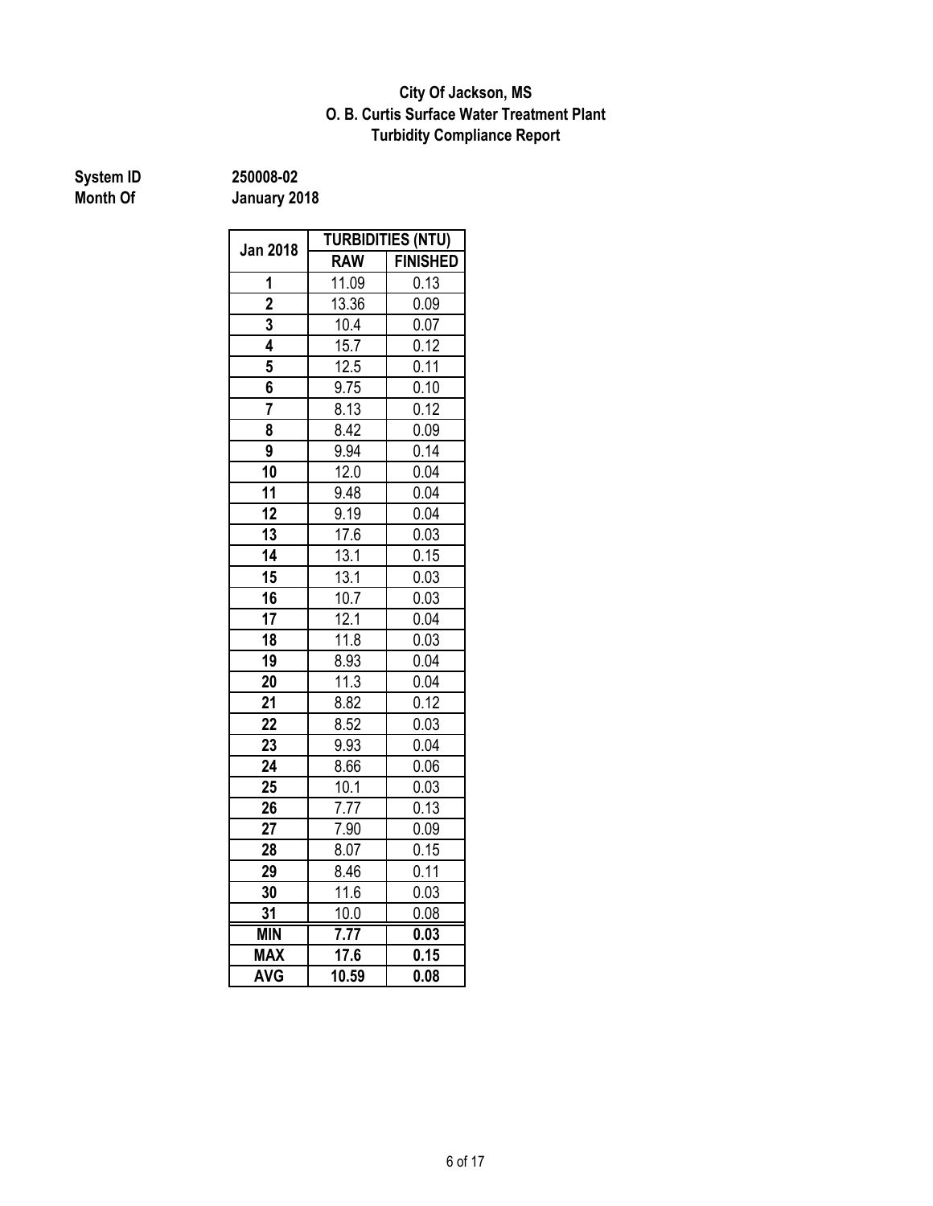**City Of Jackson, MS**
**O. B. Curtis Surface Water Treatment Plant**
**Turbidity Compliance Report**

**System ID** 250008-02
**Month Of** January 2018

| Jan 2018 | TURBIDITIES (NTU) | |
|---|---|---|
| | RAW | FINISHED |
| 1 | 11.09 | 0.13 |
| 2 | 13.36 | 0.09 |
| 3 | 10.4 | 0.07 |
| 4 | 15.7 | 0.12 |
| 5 | 12.5 | 0.11 |
| 6 | 9.75 | 0.10 |
| 7 | 8.13 | 0.12 |
| 8 | 8.42 | 0.09 |
| 9 | 9.94 | 0.14 |
| 10 | 12.0 | 0.04 |
| 11 | 9.48 | 0.04 |
| 12 | 9.19 | 0.04 |
| 13 | 17.6 | 0.03 |
| 14 | 13.1 | 0.15 |
| 15 | 13.1 | 0.03 |
| 16 | 10.7 | 0.03 |
| 17 | 12.1 | 0.04 |
| 18 | 11.8 | 0.03 |
| 19 | 8.93 | 0.04 |
| 20 | 11.3 | 0.04 |
| 21 | 8.82 | 0.12 |
| 22 | 8.52 | 0.03 |
| 23 | 9.93 | 0.04 |
| 24 | 8.66 | 0.06 |
| 25 | 10.1 | 0.03 |
| 26 | 7.77 | 0.13 |
| 27 | 7.90 | 0.09 |
| 28 | 8.07 | 0.15 |
| 29 | 8.46 | 0.11 |
| 30 | 11.6 | 0.03 |
| 31 | 10.0 | 0.08 |
| **MIN** | **7.77** | **0.03** |
| **MAX** | **17.6** | **0.15** |
| **AVG** | **10.59** | **0.08** |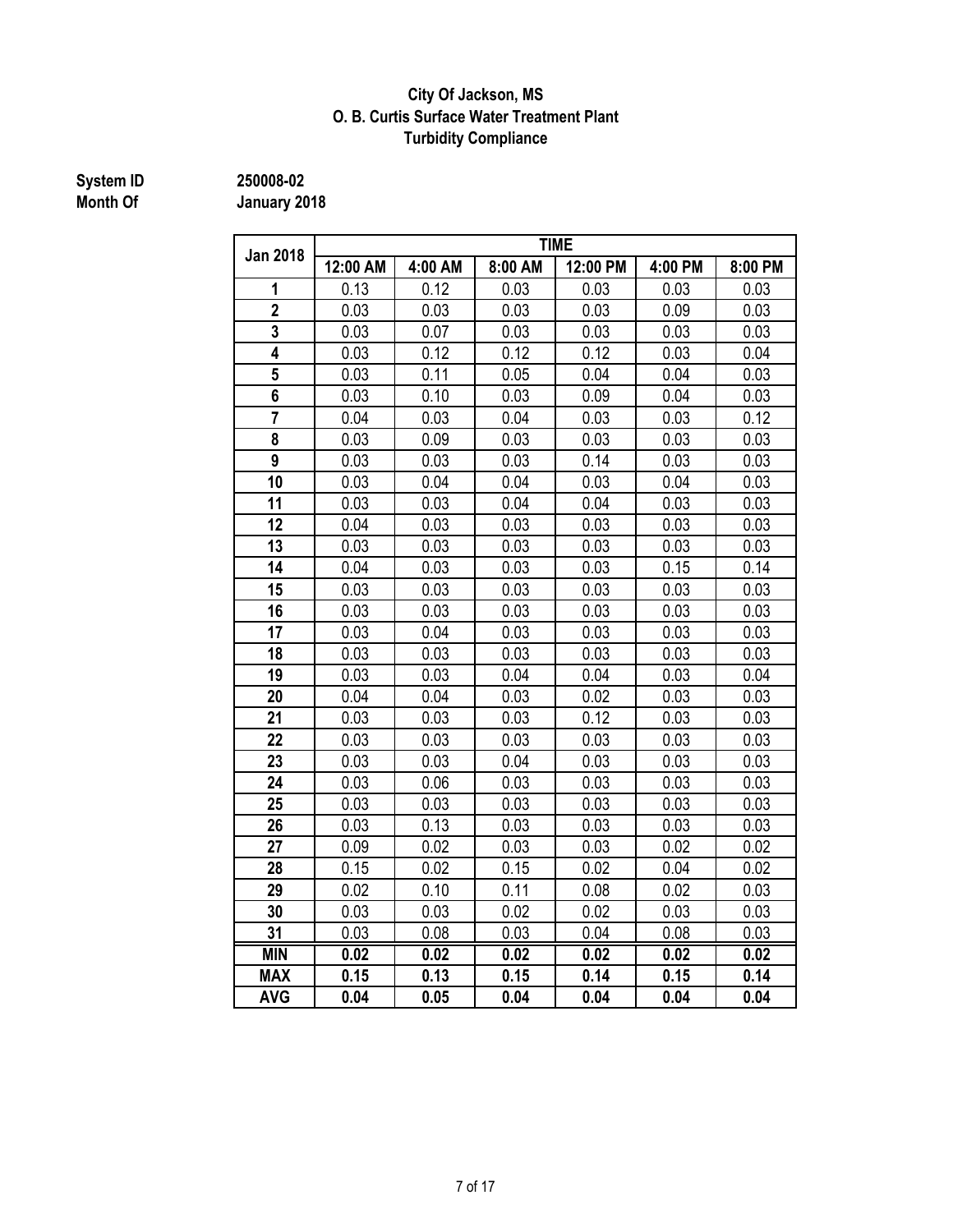**City Of Jackson, MS**
**O. B. Curtis Surface Water Treatment Plant**
**Turbidity Compliance**

**System ID** 250008-02
**Month Of** January 2018

| Jan 2018 | TIME | | | | | |
|---|---|---|---|---|---|---|
| | 12:00 AM | 4:00 AM | 8:00 AM | 12:00 PM | 4:00 PM | 8:00 PM |
| 1 | 0.13 | 0.12 | 0.03 | 0.03 | 0.03 | 0.03 |
| 2 | 0.03 | 0.03 | 0.03 | 0.03 | 0.09 | 0.03 |
| 3 | 0.03 | 0.07 | 0.03 | 0.03 | 0.03 | 0.03 |
| 4 | 0.03 | 0.12 | 0.12 | 0.12 | 0.03 | 0.04 |
| 5 | 0.03 | 0.11 | 0.05 | 0.04 | 0.04 | 0.03 |
| 6 | 0.03 | 0.10 | 0.03 | 0.09 | 0.04 | 0.03 |
| 7 | 0.04 | 0.03 | 0.04 | 0.03 | 0.03 | 0.12 |
| 8 | 0.03 | 0.09 | 0.03 | 0.03 | 0.03 | 0.03 |
| 9 | 0.03 | 0.03 | 0.03 | 0.14 | 0.03 | 0.03 |
| 10 | 0.03 | 0.04 | 0.04 | 0.03 | 0.04 | 0.03 |
| 11 | 0.03 | 0.03 | 0.04 | 0.04 | 0.03 | 0.03 |
| 12 | 0.04 | 0.03 | 0.03 | 0.03 | 0.03 | 0.03 |
| 13 | 0.03 | 0.03 | 0.03 | 0.03 | 0.03 | 0.03 |
| 14 | 0.04 | 0.03 | 0.03 | 0.03 | 0.15 | 0.14 |
| 15 | 0.03 | 0.03 | 0.03 | 0.03 | 0.03 | 0.03 |
| 16 | 0.03 | 0.03 | 0.03 | 0.03 | 0.03 | 0.03 |
| 17 | 0.03 | 0.04 | 0.03 | 0.03 | 0.03 | 0.03 |
| 18 | 0.03 | 0.03 | 0.03 | 0.03 | 0.03 | 0.03 |
| 19 | 0.03 | 0.03 | 0.04 | 0.04 | 0.03 | 0.04 |
| 20 | 0.04 | 0.04 | 0.03 | 0.02 | 0.03 | 0.03 |
| 21 | 0.03 | 0.03 | 0.03 | 0.12 | 0.03 | 0.03 |
| 22 | 0.03 | 0.03 | 0.03 | 0.03 | 0.03 | 0.03 |
| 23 | 0.03 | 0.03 | 0.04 | 0.03 | 0.03 | 0.03 |
| 24 | 0.03 | 0.06 | 0.03 | 0.03 | 0.03 | 0.03 |
| 25 | 0.03 | 0.03 | 0.03 | 0.03 | 0.03 | 0.03 |
| 26 | 0.03 | 0.13 | 0.03 | 0.03 | 0.03 | 0.03 |
| 27 | 0.09 | 0.02 | 0.03 | 0.03 | 0.02 | 0.02 |
| 28 | 0.15 | 0.02 | 0.15 | 0.02 | 0.04 | 0.02 |
| 29 | 0.02 | 0.10 | 0.11 | 0.08 | 0.02 | 0.03 |
| 30 | 0.03 | 0.03 | 0.02 | 0.02 | 0.03 | 0.03 |
| 31 | 0.03 | 0.08 | 0.03 | 0.04 | 0.08 | 0.03 |
| **MIN** | **0.02** | **0.02** | **0.02** | **0.02** | **0.02** | **0.02** |
| **MAX** | **0.15** | **0.13** | **0.15** | **0.14** | **0.15** | **0.14** |
| **AVG** | **0.04** | **0.05** | **0.04** | **0.04** | **0.04** | **0.04** |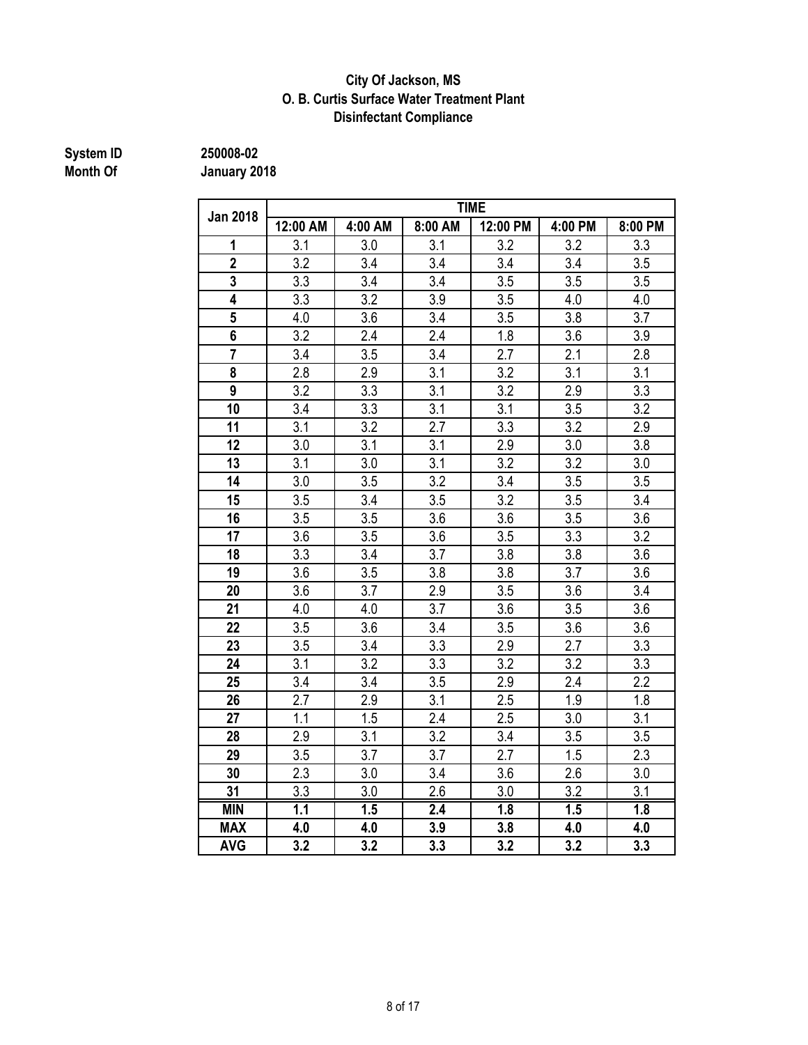**City Of Jackson, MS**
**O. B. Curtis Surface Water Treatment Plant**
**Disinfectant Compliance**

**System ID** 250008-02
**Month Of** January 2018

| Jan 2018 | TIME | | | | | |
|---|---|---|---|---|---|---|
| | 12:00 AM | 4:00 AM | 8:00 AM | 12:00 PM | 4:00 PM | 8:00 PM |
| 1 | 3.1 | 3.0 | 3.1 | 3.2 | 3.2 | 3.3 |
| 2 | 3.2 | 3.4 | 3.4 | 3.4 | 3.4 | 3.5 |
| 3 | 3.3 | 3.4 | 3.4 | 3.5 | 3.5 | 3.5 |
| 4 | 3.3 | 3.2 | 3.9 | 3.5 | 4.0 | 4.0 |
| 5 | 4.0 | 3.6 | 3.4 | 3.5 | 3.8 | 3.7 |
| 6 | 3.2 | 2.4 | 2.4 | 1.8 | 3.6 | 3.9 |
| 7 | 3.4 | 3.5 | 3.4 | 2.7 | 2.1 | 2.8 |
| 8 | 2.8 | 2.9 | 3.1 | 3.2 | 3.1 | 3.1 |
| 9 | 3.2 | 3.3 | 3.1 | 3.2 | 2.9 | 3.3 |
| 10 | 3.4 | 3.3 | 3.1 | 3.1 | 3.5 | 3.2 |
| 11 | 3.1 | 3.2 | 2.7 | 3.3 | 3.2 | 2.9 |
| 12 | 3.0 | 3.1 | 3.1 | 2.9 | 3.0 | 3.8 |
| 13 | 3.1 | 3.0 | 3.1 | 3.2 | 3.2 | 3.0 |
| 14 | 3.0 | 3.5 | 3.2 | 3.4 | 3.5 | 3.5 |
| 15 | 3.5 | 3.4 | 3.5 | 3.2 | 3.5 | 3.4 |
| 16 | 3.5 | 3.5 | 3.6 | 3.6 | 3.5 | 3.6 |
| 17 | 3.6 | 3.5 | 3.6 | 3.5 | 3.3 | 3.2 |
| 18 | 3.3 | 3.4 | 3.7 | 3.8 | 3.8 | 3.6 |
| 19 | 3.6 | 3.5 | 3.8 | 3.8 | 3.7 | 3.6 |
| 20 | 3.6 | 3.7 | 2.9 | 3.5 | 3.6 | 3.4 |
| 21 | 4.0 | 4.0 | 3.7 | 3.6 | 3.5 | 3.6 |
| 22 | 3.5 | 3.6 | 3.4 | 3.5 | 3.6 | 3.6 |
| 23 | 3.5 | 3.4 | 3.3 | 2.9 | 2.7 | 3.3 |
| 24 | 3.1 | 3.2 | 3.3 | 3.2 | 3.2 | 3.3 |
| 25 | 3.4 | 3.4 | 3.5 | 2.9 | 2.4 | 2.2 |
| 26 | 2.7 | 2.9 | 3.1 | 2.5 | 1.9 | 1.8 |
| 27 | 1.1 | 1.5 | 2.4 | 2.5 | 3.0 | 3.1 |
| 28 | 2.9 | 3.1 | 3.2 | 3.4 | 3.5 | 3.5 |
| 29 | 3.5 | 3.7 | 3.7 | 2.7 | 1.5 | 2.3 |
| 30 | 2.3 | 3.0 | 3.4 | 3.6 | 2.6 | 3.0 |
| 31 | 3.3 | 3.0 | 2.6 | 3.0 | 3.2 | 3.1 |
| **MIN** | **1.1** | **1.5** | **2.4** | **1.8** | **1.5** | **1.8** |
| **MAX** | **4.0** | **4.0** | **3.9** | **3.8** | **4.0** | **4.0** |
| **AVG** | **3.2** | **3.2** | **3.3** | **3.2** | **3.2** | **3.3** |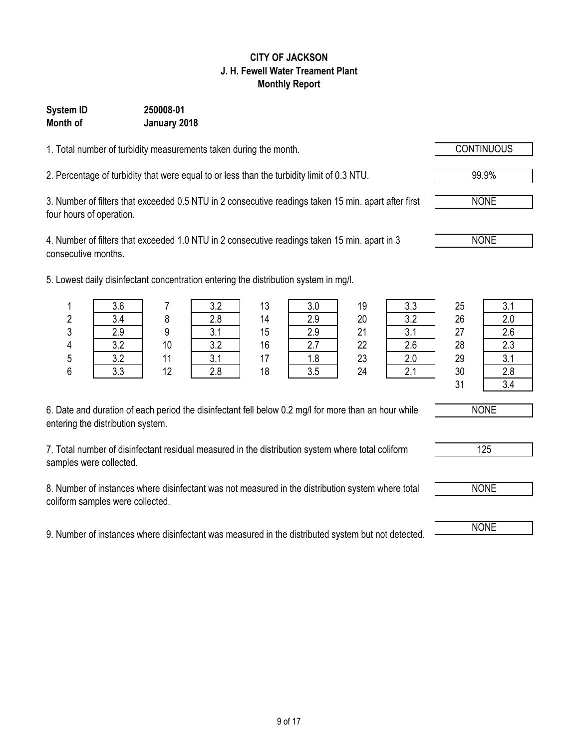# CITY OF JACKSON
## J. H. Fewell Water Treament Plant
## Monthly Report

**System ID** **250008-01**
**Month of** **January 2018**

1. Total number of turbidity measurements taken during the month. CONTINUOUS

2. Percentage of turbidity that were equal to or less than the turbidity limit of 0.3 NTU. 99.9%

3. Number of filters that exceeded 0.5 NTU in 2 consecutive readings taken 15 min. apart after first four hours of operation. NONE

4. Number of filters that exceeded 1.0 NTU in 2 consecutive readings taken 15 min. apart in 3 consecutive months. NONE

5. Lowest daily disinfectant concentration entering the distribution system in mg/l.

| Day | mg/l | Day | mg/l | Day | mg/l | Day | mg/l | Day | mg/l |
|---|---|---|---|---|---|---|---|---|---|
| 1 | 3.6 | 7 | 3.2 | 13 | 3.0 | 19 | 3.3 | 25 | 3.1 |
| 2 | 3.4 | 8 | 2.8 | 14 | 2.9 | 20 | 3.2 | 26 | 2.0 |
| 3 | 2.9 | 9 | 3.1 | 15 | 2.9 | 21 | 3.1 | 27 | 2.6 |
| 4 | 3.2 | 10 | 3.2 | 16 | 2.7 | 22 | 2.6 | 28 | 2.3 |
| 5 | 3.2 | 11 | 3.1 | 17 | 1.8 | 23 | 2.0 | 29 | 3.1 |
| 6 | 3.3 | 12 | 2.8 | 18 | 3.5 | 24 | 2.1 | 30 | 2.8 |
| | | | | | | | | 31 | 3.4 |

6. Date and duration of each period the disinfectant fell below 0.2 mg/l for more than an hour while entering the distribution system. NONE

7. Total number of disinfectant residual measured in the distribution system where total coliform samples were collected. 125

8. Number of instances where disinfectant was not measured in the distribution system where total coliform samples were collected. NONE

9. Number of instances where disinfectant was measured in the distributed system but not detected. NONE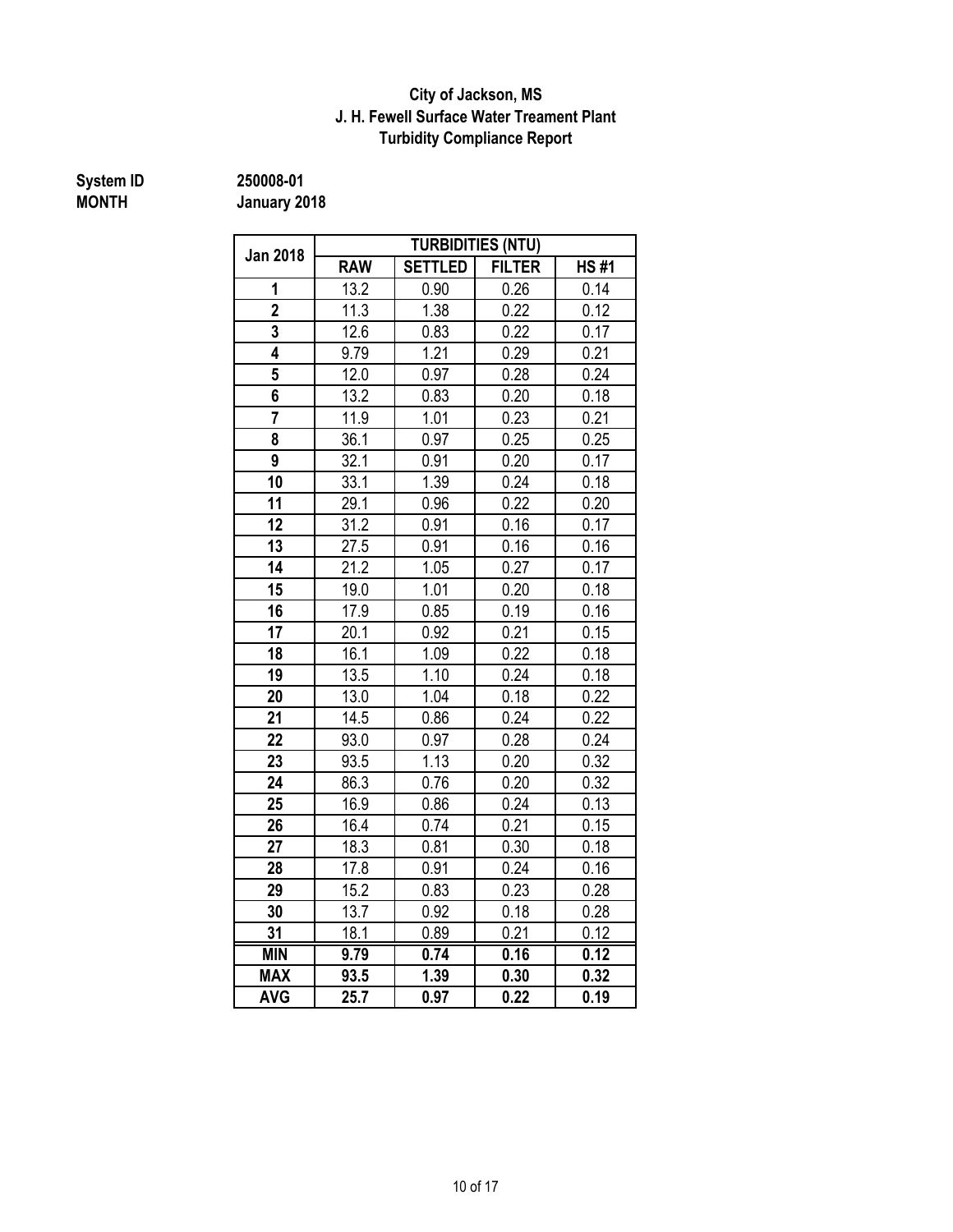**City of Jackson, MS**
**J. H. Fewell Surface Water Treament Plant**
**Turbidity Compliance Report**

**System ID** 250008-01
**MONTH** January 2018

| Jan 2018 | TURBIDITIES (NTU) | | | |
|---|---|---|---|---|
| | RAW | SETTLED | FILTER | HS #1 |
| 1 | 13.2 | 0.90 | 0.26 | 0.14 |
| 2 | 11.3 | 1.38 | 0.22 | 0.12 |
| 3 | 12.6 | 0.83 | 0.22 | 0.17 |
| 4 | 9.79 | 1.21 | 0.29 | 0.21 |
| 5 | 12.0 | 0.97 | 0.28 | 0.24 |
| 6 | 13.2 | 0.83 | 0.20 | 0.18 |
| 7 | 11.9 | 1.01 | 0.23 | 0.21 |
| 8 | 36.1 | 0.97 | 0.25 | 0.25 |
| 9 | 32.1 | 0.91 | 0.20 | 0.17 |
| 10 | 33.1 | 1.39 | 0.24 | 0.18 |
| 11 | 29.1 | 0.96 | 0.22 | 0.20 |
| 12 | 31.2 | 0.91 | 0.16 | 0.17 |
| 13 | 27.5 | 0.91 | 0.16 | 0.16 |
| 14 | 21.2 | 1.05 | 0.27 | 0.17 |
| 15 | 19.0 | 1.01 | 0.20 | 0.18 |
| 16 | 17.9 | 0.85 | 0.19 | 0.16 |
| 17 | 20.1 | 0.92 | 0.21 | 0.15 |
| 18 | 16.1 | 1.09 | 0.22 | 0.18 |
| 19 | 13.5 | 1.10 | 0.24 | 0.18 |
| 20 | 13.0 | 1.04 | 0.18 | 0.22 |
| 21 | 14.5 | 0.86 | 0.24 | 0.22 |
| 22 | 93.0 | 0.97 | 0.28 | 0.24 |
| 23 | 93.5 | 1.13 | 0.20 | 0.32 |
| 24 | 86.3 | 0.76 | 0.20 | 0.32 |
| 25 | 16.9 | 0.86 | 0.24 | 0.13 |
| 26 | 16.4 | 0.74 | 0.21 | 0.15 |
| 27 | 18.3 | 0.81 | 0.30 | 0.18 |
| 28 | 17.8 | 0.91 | 0.24 | 0.16 |
| 29 | 15.2 | 0.83 | 0.23 | 0.28 |
| 30 | 13.7 | 0.92 | 0.18 | 0.28 |
| 31 | 18.1 | 0.89 | 0.21 | 0.12 |
| **MIN** | **9.79** | **0.74** | **0.16** | **0.12** |
| **MAX** | **93.5** | **1.39** | **0.30** | **0.32** |
| **AVG** | **25.7** | **0.97** | **0.22** | **0.19** |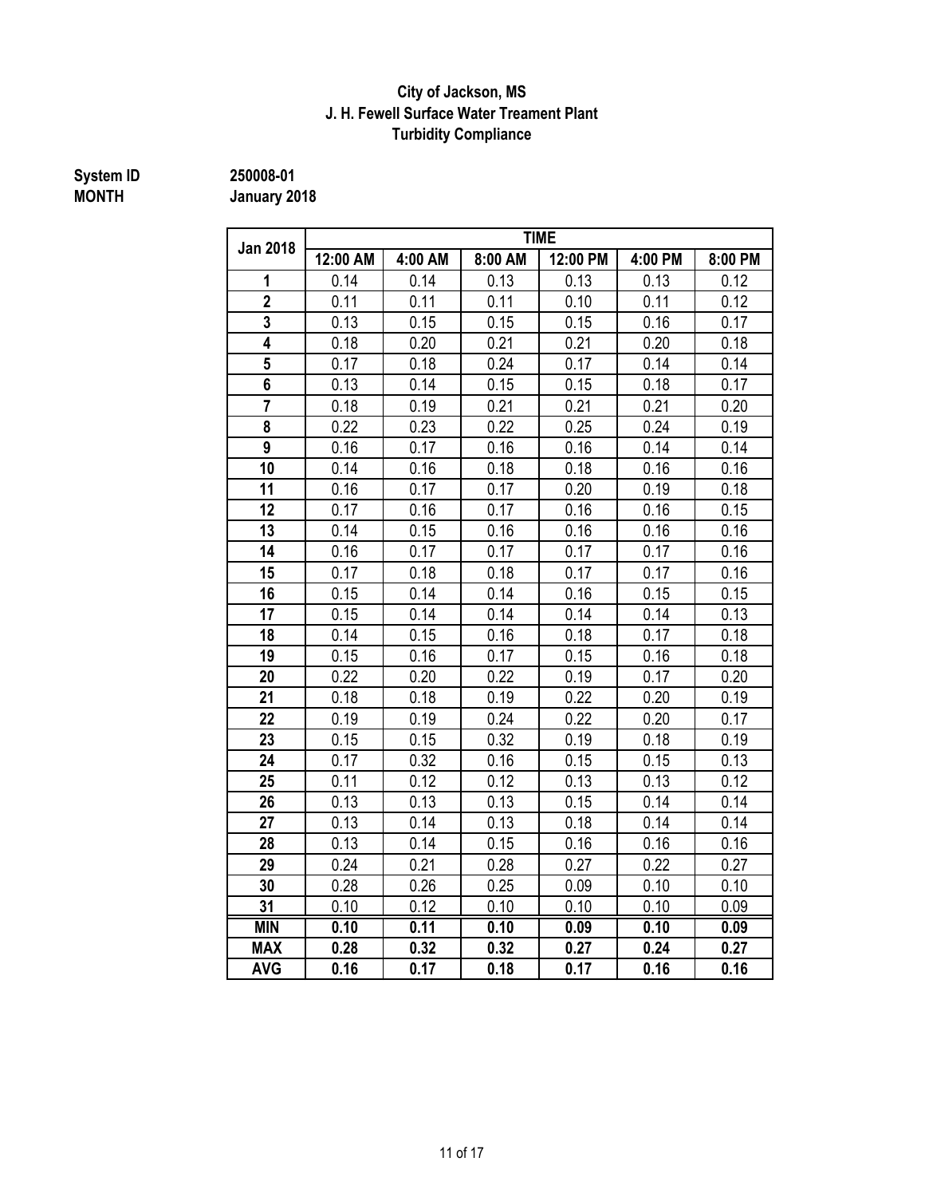**City of Jackson, MS**
**J. H. Fewell Surface Water Treament Plant**
**Turbidity Compliance**

**System ID** 250008-01
**MONTH** January 2018

| Jan 2018 | TIME | | | | | |
|---|---|---|---|---|---|---|
| | 12:00 AM | 4:00 AM | 8:00 AM | 12:00 PM | 4:00 PM | 8:00 PM |
| 1 | 0.14 | 0.14 | 0.13 | 0.13 | 0.13 | 0.12 |
| 2 | 0.11 | 0.11 | 0.11 | 0.10 | 0.11 | 0.12 |
| 3 | 0.13 | 0.15 | 0.15 | 0.15 | 0.16 | 0.17 |
| 4 | 0.18 | 0.20 | 0.21 | 0.21 | 0.20 | 0.18 |
| 5 | 0.17 | 0.18 | 0.24 | 0.17 | 0.14 | 0.14 |
| 6 | 0.13 | 0.14 | 0.15 | 0.15 | 0.18 | 0.17 |
| 7 | 0.18 | 0.19 | 0.21 | 0.21 | 0.21 | 0.20 |
| 8 | 0.22 | 0.23 | 0.22 | 0.25 | 0.24 | 0.19 |
| 9 | 0.16 | 0.17 | 0.16 | 0.16 | 0.14 | 0.14 |
| 10 | 0.14 | 0.16 | 0.18 | 0.18 | 0.16 | 0.16 |
| 11 | 0.16 | 0.17 | 0.17 | 0.20 | 0.19 | 0.18 |
| 12 | 0.17 | 0.16 | 0.17 | 0.16 | 0.16 | 0.15 |
| 13 | 0.14 | 0.15 | 0.16 | 0.16 | 0.16 | 0.16 |
| 14 | 0.16 | 0.17 | 0.17 | 0.17 | 0.17 | 0.16 |
| 15 | 0.17 | 0.18 | 0.18 | 0.17 | 0.17 | 0.16 |
| 16 | 0.15 | 0.14 | 0.14 | 0.16 | 0.15 | 0.15 |
| 17 | 0.15 | 0.14 | 0.14 | 0.14 | 0.14 | 0.13 |
| 18 | 0.14 | 0.15 | 0.16 | 0.18 | 0.17 | 0.18 |
| 19 | 0.15 | 0.16 | 0.17 | 0.15 | 0.16 | 0.18 |
| 20 | 0.22 | 0.20 | 0.22 | 0.19 | 0.17 | 0.20 |
| 21 | 0.18 | 0.18 | 0.19 | 0.22 | 0.20 | 0.19 |
| 22 | 0.19 | 0.19 | 0.24 | 0.22 | 0.20 | 0.17 |
| 23 | 0.15 | 0.15 | 0.32 | 0.19 | 0.18 | 0.19 |
| 24 | 0.17 | 0.32 | 0.16 | 0.15 | 0.15 | 0.13 |
| 25 | 0.11 | 0.12 | 0.12 | 0.13 | 0.13 | 0.12 |
| 26 | 0.13 | 0.13 | 0.13 | 0.15 | 0.14 | 0.14 |
| 27 | 0.13 | 0.14 | 0.13 | 0.18 | 0.14 | 0.14 |
| 28 | 0.13 | 0.14 | 0.15 | 0.16 | 0.16 | 0.16 |
| 29 | 0.24 | 0.21 | 0.28 | 0.27 | 0.22 | 0.27 |
| 30 | 0.28 | 0.26 | 0.25 | 0.09 | 0.10 | 0.10 |
| 31 | 0.10 | 0.12 | 0.10 | 0.10 | 0.10 | 0.09 |
| **MIN** | **0.10** | **0.11** | **0.10** | **0.09** | **0.10** | **0.09** |
| **MAX** | **0.28** | **0.32** | **0.32** | **0.27** | **0.24** | **0.27** |
| **AVG** | **0.16** | **0.17** | **0.18** | **0.17** | **0.16** | **0.16** |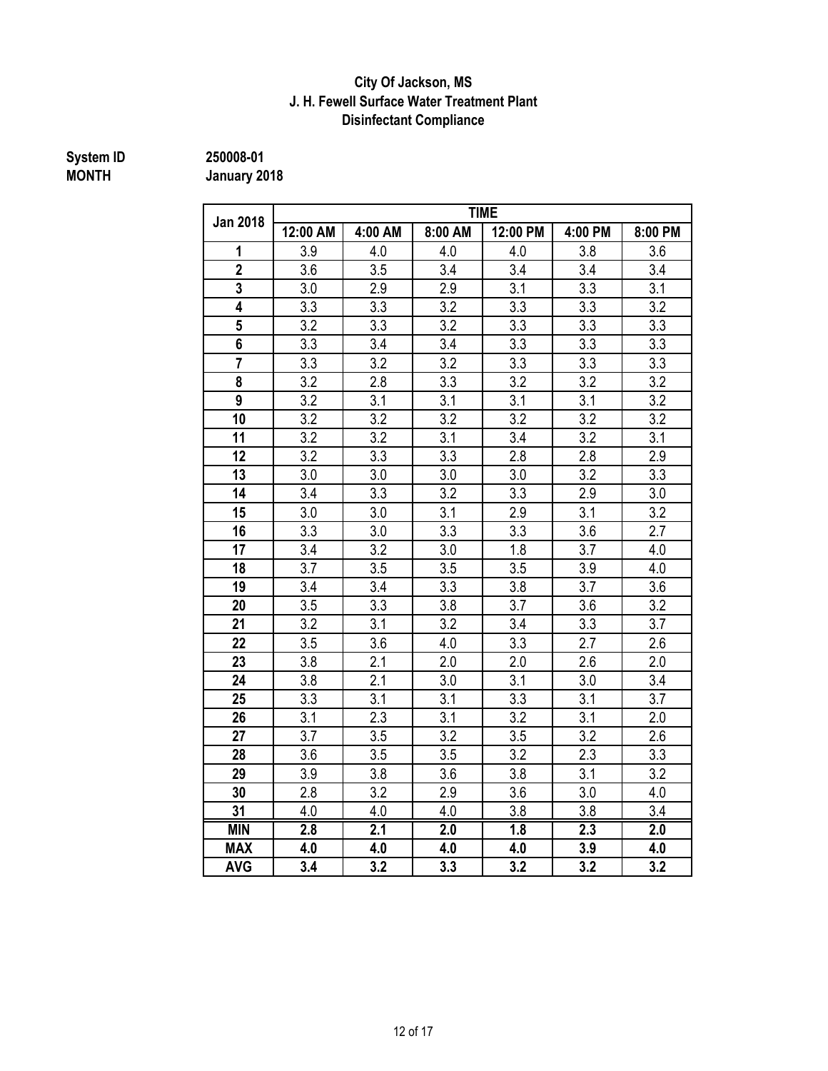**City Of Jackson, MS**
**J. H. Fewell Surface Water Treatment Plant**
**Disinfectant Compliance**

**System ID** 250008-01
**MONTH** January 2018

| Jan 2018 | TIME | | | | | |
|---|---|---|---|---|---|---|
| | 12:00 AM | 4:00 AM | 8:00 AM | 12:00 PM | 4:00 PM | 8:00 PM |
| 1 | 3.9 | 4.0 | 4.0 | 4.0 | 3.8 | 3.6 |
| 2 | 3.6 | 3.5 | 3.4 | 3.4 | 3.4 | 3.4 |
| 3 | 3.0 | 2.9 | 2.9 | 3.1 | 3.3 | 3.1 |
| 4 | 3.3 | 3.3 | 3.2 | 3.3 | 3.3 | 3.2 |
| 5 | 3.2 | 3.3 | 3.2 | 3.3 | 3.3 | 3.3 |
| 6 | 3.3 | 3.4 | 3.4 | 3.3 | 3.3 | 3.3 |
| 7 | 3.3 | 3.2 | 3.2 | 3.3 | 3.3 | 3.3 |
| 8 | 3.2 | 2.8 | 3.3 | 3.2 | 3.2 | 3.2 |
| 9 | 3.2 | 3.1 | 3.1 | 3.1 | 3.1 | 3.2 |
| 10 | 3.2 | 3.2 | 3.2 | 3.2 | 3.2 | 3.2 |
| 11 | 3.2 | 3.2 | 3.1 | 3.4 | 3.2 | 3.1 |
| 12 | 3.2 | 3.3 | 3.3 | 2.8 | 2.8 | 2.9 |
| 13 | 3.0 | 3.0 | 3.0 | 3.0 | 3.2 | 3.3 |
| 14 | 3.4 | 3.3 | 3.2 | 3.3 | 2.9 | 3.0 |
| 15 | 3.0 | 3.0 | 3.1 | 2.9 | 3.1 | 3.2 |
| 16 | 3.3 | 3.0 | 3.3 | 3.3 | 3.6 | 2.7 |
| 17 | 3.4 | 3.2 | 3.0 | 1.8 | 3.7 | 4.0 |
| 18 | 3.7 | 3.5 | 3.5 | 3.5 | 3.9 | 4.0 |
| 19 | 3.4 | 3.4 | 3.3 | 3.8 | 3.7 | 3.6 |
| 20 | 3.5 | 3.3 | 3.8 | 3.7 | 3.6 | 3.2 |
| 21 | 3.2 | 3.1 | 3.2 | 3.4 | 3.3 | 3.7 |
| 22 | 3.5 | 3.6 | 4.0 | 3.3 | 2.7 | 2.6 |
| 23 | 3.8 | 2.1 | 2.0 | 2.0 | 2.6 | 2.0 |
| 24 | 3.8 | 2.1 | 3.0 | 3.1 | 3.0 | 3.4 |
| 25 | 3.3 | 3.1 | 3.1 | 3.3 | 3.1 | 3.7 |
| 26 | 3.1 | 2.3 | 3.1 | 3.2 | 3.1 | 2.0 |
| 27 | 3.7 | 3.5 | 3.2 | 3.5 | 3.2 | 2.6 |
| 28 | 3.6 | 3.5 | 3.5 | 3.2 | 2.3 | 3.3 |
| 29 | 3.9 | 3.8 | 3.6 | 3.8 | 3.1 | 3.2 |
| 30 | 2.8 | 3.2 | 2.9 | 3.6 | 3.0 | 4.0 |
| 31 | 4.0 | 4.0 | 4.0 | 3.8 | 3.8 | 3.4 |
| **MIN** | **2.8** | **2.1** | **2.0** | **1.8** | **2.3** | **2.0** |
| **MAX** | **4.0** | **4.0** | **4.0** | **4.0** | **3.9** | **4.0** |
| **AVG** | **3.4** | **3.2** | **3.3** | **3.2** | **3.2** | **3.2** |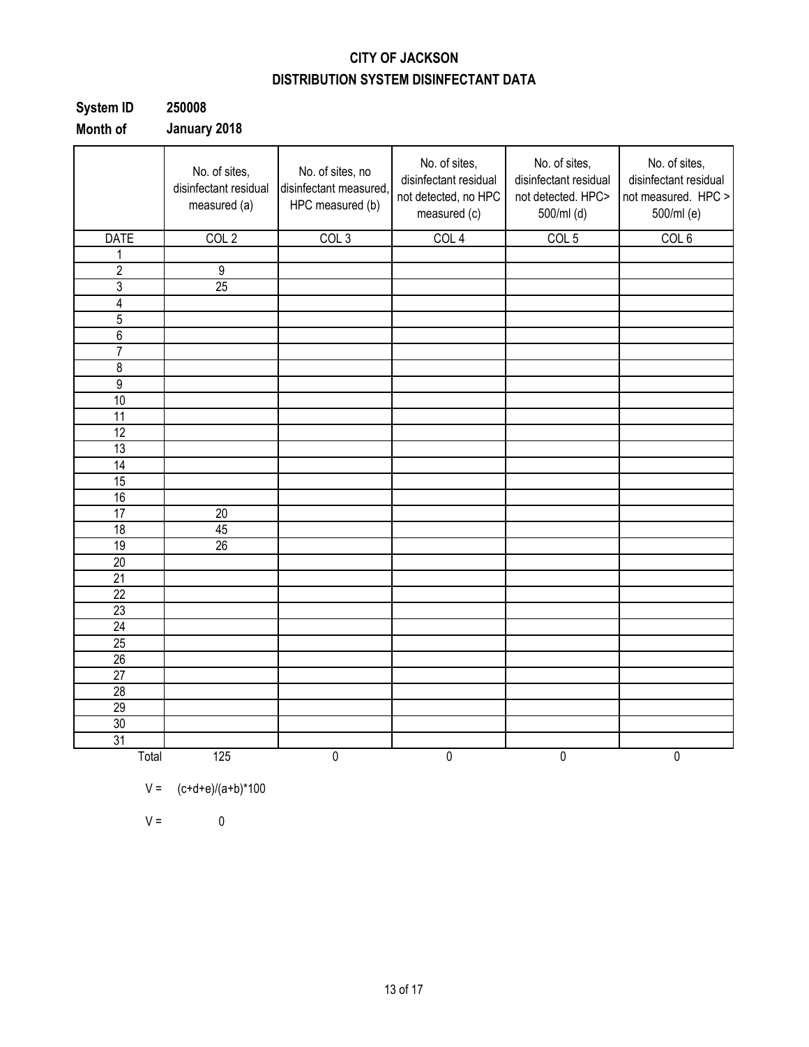# CITY OF JACKSON

## DISTRIBUTION SYSTEM DISINFECTANT DATA

**System ID** **250008**

**Month of** **January 2018**

| | No. of sites, disinfectant residual measured (a) | No. of sites, no disinfectant measured, HPC measured (b) | No. of sites, disinfectant residual not detected, no HPC measured (c) | No. of sites, disinfectant residual not detected. HPC> 500/ml (d) | No. of sites, disinfectant residual not measured. HPC > 500/ml (e) |
|---|---|---|---|---|---|
| DATE | COL 2 | COL 3 | COL 4 | COL 5 | COL 6 |
| 1 | | | | | |
| 2 | 9 | | | | |
| 3 | 25 | | | | |
| 4 | | | | | |
| 5 | | | | | |
| 6 | | | | | |
| 7 | | | | | |
| 8 | | | | | |
| 9 | | | | | |
| 10 | | | | | |
| 11 | | | | | |
| 12 | | | | | |
| 13 | | | | | |
| 14 | | | | | |
| 15 | | | | | |
| 16 | | | | | |
| 17 | 20 | | | | |
| 18 | 45 | | | | |
| 19 | 26 | | | | |
| 20 | | | | | |
| 21 | | | | | |
| 22 | | | | | |
| 23 | | | | | |
| 24 | | | | | |
| 25 | | | | | |
| 26 | | | | | |
| 27 | | | | | |
| 28 | | | | | |
| 29 | | | | | |
| 30 | | | | | |
| 31 | | | | | |
| Total | 125 | 0 | 0 | 0 | 0 |

$V = (c+d+e)/(a+b)*100$

$V = 0$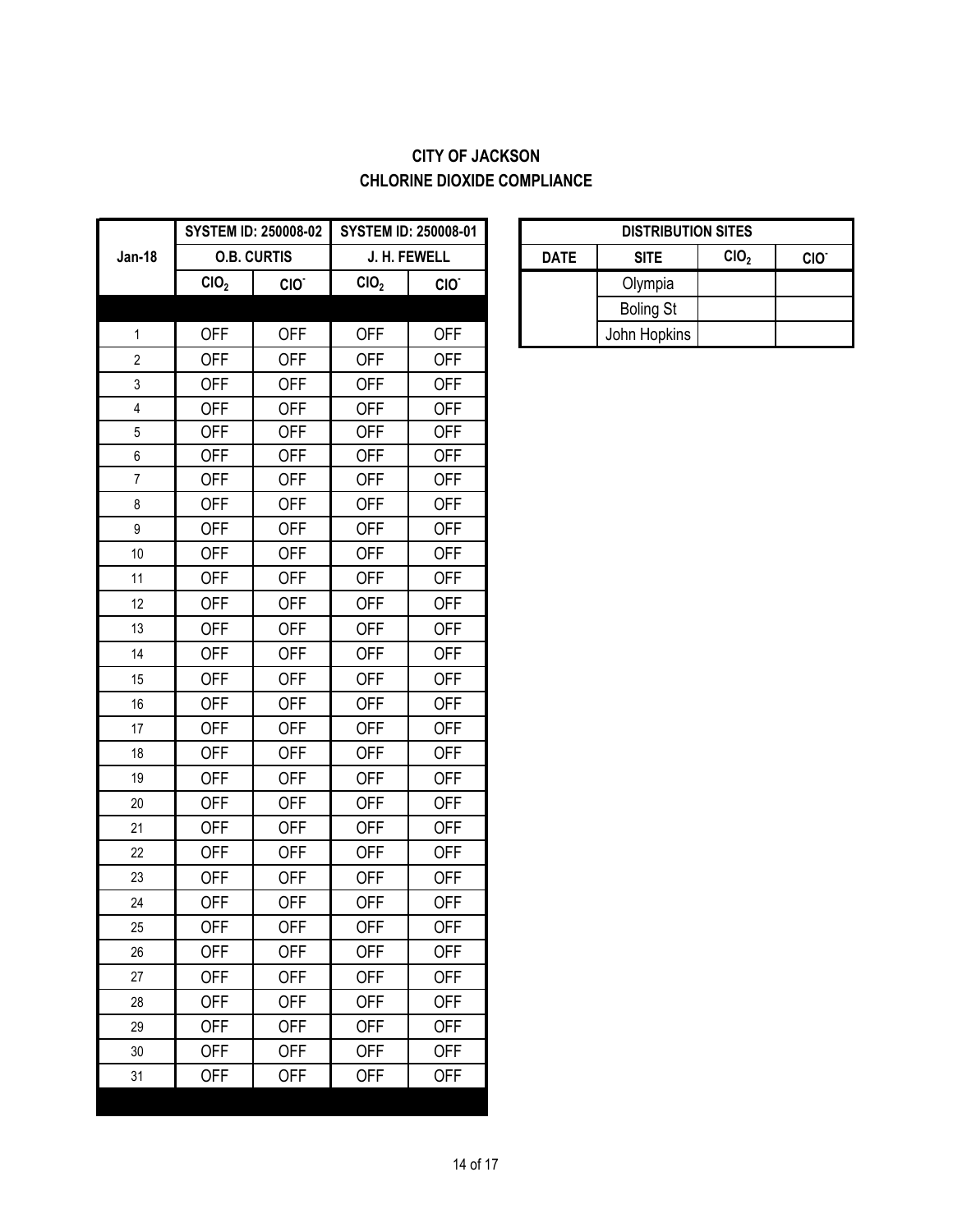# CITY OF JACKSON
## CHLORINE DIOXIDE COMPLIANCE

| Jan-18 | SYSTEM ID: 250008-02 | | SYSTEM ID: 250008-01 | |
|---|---|---|---|---|
| | O.B. CURTIS | | J. H. FEWELL | |
| | $ClO_2$ | $ClO^-$ | $ClO_2$ | $ClO^-$ |
| | | | | |
| 1 | OFF | OFF | OFF | OFF |
| 2 | OFF | OFF | OFF | OFF |
| 3 | OFF | OFF | OFF | OFF |
| 4 | OFF | OFF | OFF | OFF |
| 5 | OFF | OFF | OFF | OFF |
| 6 | OFF | OFF | OFF | OFF |
| 7 | OFF | OFF | OFF | OFF |
| 8 | OFF | OFF | OFF | OFF |
| 9 | OFF | OFF | OFF | OFF |
| 10 | OFF | OFF | OFF | OFF |
| 11 | OFF | OFF | OFF | OFF |
| 12 | OFF | OFF | OFF | OFF |
| 13 | OFF | OFF | OFF | OFF |
| 14 | OFF | OFF | OFF | OFF |
| 15 | OFF | OFF | OFF | OFF |
| 16 | OFF | OFF | OFF | OFF |
| 17 | OFF | OFF | OFF | OFF |
| 18 | OFF | OFF | OFF | OFF |
| 19 | OFF | OFF | OFF | OFF |
| 20 | OFF | OFF | OFF | OFF |
| 21 | OFF | OFF | OFF | OFF |
| 22 | OFF | OFF | OFF | OFF |
| 23 | OFF | OFF | OFF | OFF |
| 24 | OFF | OFF | OFF | OFF |
| 25 | OFF | OFF | OFF | OFF |
| 26 | OFF | OFF | OFF | OFF |
| 27 | OFF | OFF | OFF | OFF |
| 28 | OFF | OFF | OFF | OFF |
| 29 | OFF | OFF | OFF | OFF |
| 30 | OFF | OFF | OFF | OFF |
| 31 | OFF | OFF | OFF | OFF |

| DISTRIBUTION SITES | | | |
|---|---|---|---|
| DATE | SITE | $ClO_2$ | $ClO^-$ |
| | Olympia | | |
| | Boling St | | |
| | John Hopkins | | |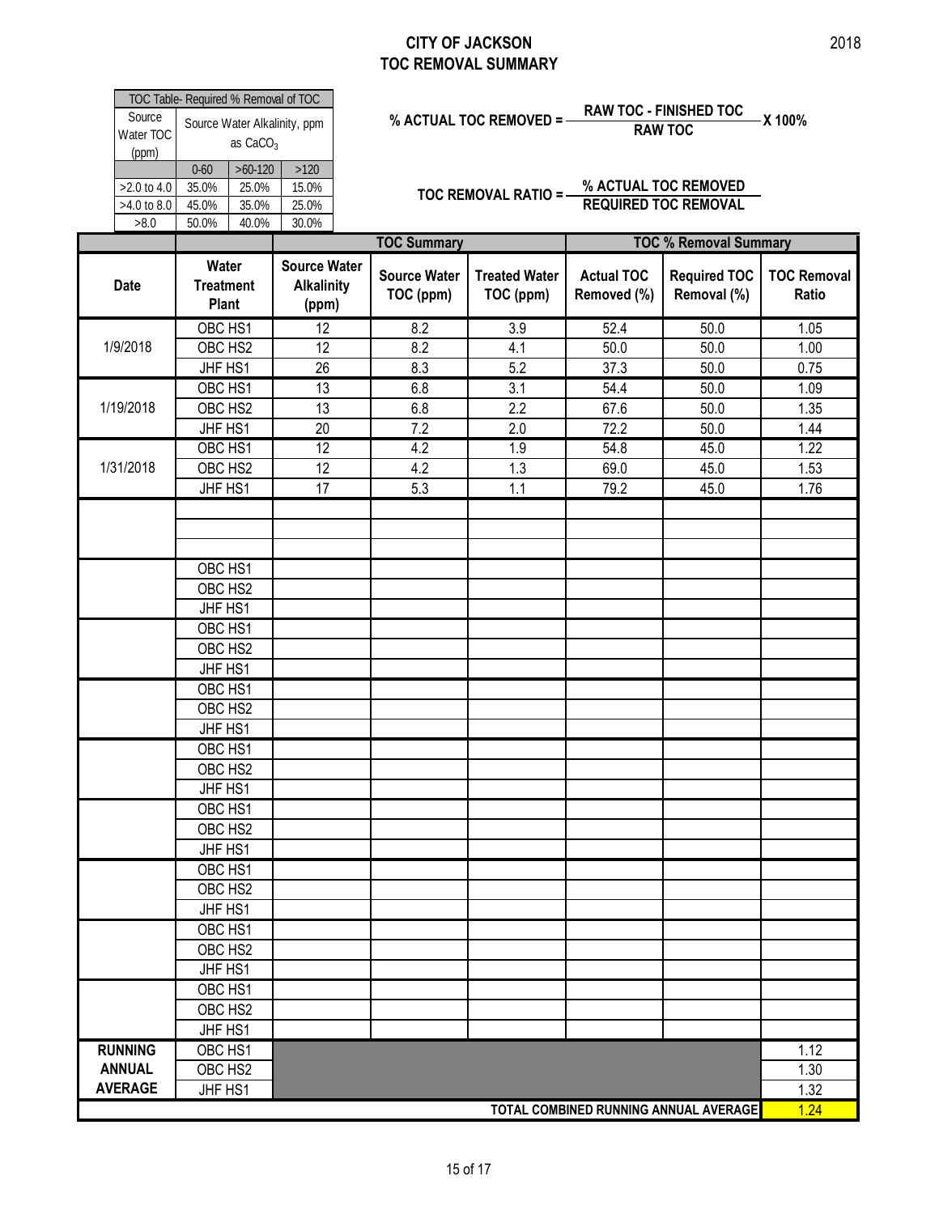# CITY OF JACKSON
# TOC REMOVAL SUMMARY

2018

| TOC Table- Required % Removal of TOC | | | |
|---|---|---|---|
| Source Water TOC (ppm) | Source Water Alkalinity, ppm as $CaCO_3$ | | |
| | 0-60 | >60-120 | >120 |
| >2.0 to 4.0 | 35.0% | 25.0% | 15.0% |
| >4.0 to 8.0 | 45.0% | 35.0% | 25.0% |
| >8.0 | 50.0% | 40.0% | 30.0% |

$$\% \text{ ACTUAL TOC REMOVED} = \frac{\text{RAW TOC - FINISHED TOC}}{\text{RAW TOC}} \times 100\%$$

$$\text{TOC REMOVAL RATIO} = \frac{\% \text{ ACTUAL TOC REMOVED}}{\text{REQUIRED TOC REMOVAL}}$$

| | | | TOC Summary | | TOC % Removal Summary | | |
|---|---|---|---|---|---|---|---|
| Date | Water Treatment Plant | Source Water Alkalinity (ppm) | Source Water TOC (ppm) | Treated Water TOC (ppm) | Actual TOC Removed (%) | Required TOC Removal (%) | TOC Removal Ratio |
| 1/9/2018 | OBC HS1 | 12 | 8.2 | 3.9 | 52.4 | 50.0 | 1.05 |
| | OBC HS2 | 12 | 8.2 | 4.1 | 50.0 | 50.0 | 1.00 |
| | JHF HS1 | 26 | 8.3 | 5.2 | 37.3 | 50.0 | 0.75 |
| 1/19/2018 | OBC HS1 | 13 | 6.8 | 3.1 | 54.4 | 50.0 | 1.09 |
| | OBC HS2 | 13 | 6.8 | 2.2 | 67.6 | 50.0 | 1.35 |
| | JHF HS1 | 20 | 7.2 | 2.0 | 72.2 | 50.0 | 1.44 |
| 1/31/2018 | OBC HS1 | 12 | 4.2 | 1.9 | 54.8 | 45.0 | 1.22 |
| | OBC HS2 | 12 | 4.2 | 1.3 | 69.0 | 45.0 | 1.53 |
| | JHF HS1 | 17 | 5.3 | 1.1 | 79.2 | 45.0 | 1.76 |
| | | | | | | | |
| | | | | | | | |
| | | | | | | | |
| | OBC HS1 | | | | | | |
| | OBC HS2 | | | | | | |
| | JHF HS1 | | | | | | |
| | OBC HS1 | | | | | | |
| | OBC HS2 | | | | | | |
| | JHF HS1 | | | | | | |
| | OBC HS1 | | | | | | |
| | OBC HS2 | | | | | | |
| | JHF HS1 | | | | | | |
| | OBC HS1 | | | | | | |
| | OBC HS2 | | | | | | |
| | JHF HS1 | | | | | | |
| | OBC HS1 | | | | | | |
| | OBC HS2 | | | | | | |
| | JHF HS1 | | | | | | |
| | OBC HS1 | | | | | | |
| | OBC HS2 | | | | | | |
| | JHF HS1 | | | | | | |
| | OBC HS1 | | | | | | |
| | OBC HS2 | | | | | | |
| | JHF HS1 | | | | | | |
| | OBC HS1 | | | | | | |
| | OBC HS2 | | | | | | |
| | JHF HS1 | | | | | | |
| RUNNING ANNUAL AVERAGE | OBC HS1 | | | | | | 1.12 |
| | OBC HS2 | | | | | | 1.30 |
| | JHF HS1 | | | | | | 1.32 |
| TOTAL COMBINED RUNNING ANNUAL AVERAGE | | | | | | | 1.24 |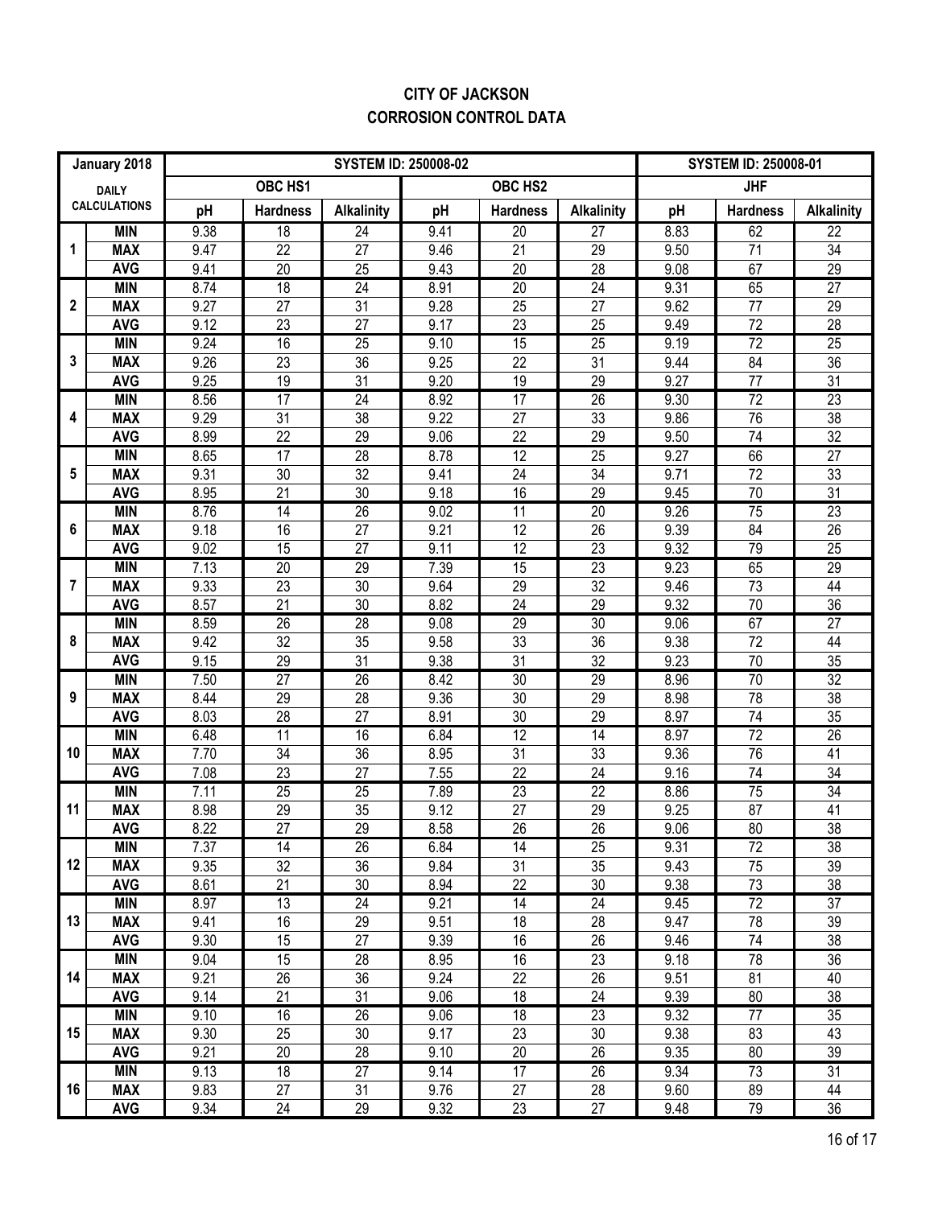# CITY OF JACKSON
# CORROSION CONTROL DATA

| January 2018 | | SYSTEM ID: 250008-02 | | | | | | SYSTEM ID: 250008-01 | | |
|---|---|---|---|---|---|---|---|---|---|---|
| DAILY CALCULATIONS | | OBC HS1 | | | OBC HS2 | | | JHF | | |
| | | pH | Hardness | Alkalinity | pH | Hardness | Alkalinity | pH | Hardness | Alkalinity |
| 1 | MIN | 9.38 | 18 | 24 | 9.41 | 20 | 27 | 8.83 | 62 | 22 |
| | MAX | 9.47 | 22 | 27 | 9.46 | 21 | 29 | 9.50 | 71 | 34 |
| | AVG | 9.41 | 20 | 25 | 9.43 | 20 | 28 | 9.08 | 67 | 29 |
| 2 | MIN | 8.74 | 18 | 24 | 8.91 | 20 | 24 | 9.31 | 65 | 27 |
| | MAX | 9.27 | 27 | 31 | 9.28 | 25 | 27 | 9.62 | 77 | 29 |
| | AVG | 9.12 | 23 | 27 | 9.17 | 23 | 25 | 9.49 | 72 | 28 |
| 3 | MIN | 9.24 | 16 | 25 | 9.10 | 15 | 25 | 9.19 | 72 | 25 |
| | MAX | 9.26 | 23 | 36 | 9.25 | 22 | 31 | 9.44 | 84 | 36 |
| | AVG | 9.25 | 19 | 31 | 9.20 | 19 | 29 | 9.27 | 77 | 31 |
| 4 | MIN | 8.56 | 17 | 24 | 8.92 | 17 | 26 | 9.30 | 72 | 23 |
| | MAX | 9.29 | 31 | 38 | 9.22 | 27 | 33 | 9.86 | 76 | 38 |
| | AVG | 8.99 | 22 | 29 | 9.06 | 22 | 29 | 9.50 | 74 | 32 |
| 5 | MIN | 8.65 | 17 | 28 | 8.78 | 12 | 25 | 9.27 | 66 | 27 |
| | MAX | 9.31 | 30 | 32 | 9.41 | 24 | 34 | 9.71 | 72 | 33 |
| | AVG | 8.95 | 21 | 30 | 9.18 | 16 | 29 | 9.45 | 70 | 31 |
| 6 | MIN | 8.76 | 14 | 26 | 9.02 | 11 | 20 | 9.26 | 75 | 23 |
| | MAX | 9.18 | 16 | 27 | 9.21 | 12 | 26 | 9.39 | 84 | 26 |
| | AVG | 9.02 | 15 | 27 | 9.11 | 12 | 23 | 9.32 | 79 | 25 |
| 7 | MIN | 7.13 | 20 | 29 | 7.39 | 15 | 23 | 9.23 | 65 | 29 |
| | MAX | 9.33 | 23 | 30 | 9.64 | 29 | 32 | 9.46 | 73 | 44 |
| | AVG | 8.57 | 21 | 30 | 8.82 | 24 | 29 | 9.32 | 70 | 36 |
| 8 | MIN | 8.59 | 26 | 28 | 9.08 | 29 | 30 | 9.06 | 67 | 27 |
| | MAX | 9.42 | 32 | 35 | 9.58 | 33 | 36 | 9.38 | 72 | 44 |
| | AVG | 9.15 | 29 | 31 | 9.38 | 31 | 32 | 9.23 | 70 | 35 |
| 9 | MIN | 7.50 | 27 | 26 | 8.42 | 30 | 29 | 8.96 | 70 | 32 |
| | MAX | 8.44 | 29 | 28 | 9.36 | 30 | 29 | 8.98 | 78 | 38 |
| | AVG | 8.03 | 28 | 27 | 8.91 | 30 | 29 | 8.97 | 74 | 35 |
| 10 | MIN | 6.48 | 11 | 16 | 6.84 | 12 | 14 | 8.97 | 72 | 26 |
| | MAX | 7.70 | 34 | 36 | 8.95 | 31 | 33 | 9.36 | 76 | 41 |
| | AVG | 7.08 | 23 | 27 | 7.55 | 22 | 24 | 9.16 | 74 | 34 |
| 11 | MIN | 7.11 | 25 | 25 | 7.89 | 23 | 22 | 8.86 | 75 | 34 |
| | MAX | 8.98 | 29 | 35 | 9.12 | 27 | 29 | 9.25 | 87 | 41 |
| | AVG | 8.22 | 27 | 29 | 8.58 | 26 | 26 | 9.06 | 80 | 38 |
| 12 | MIN | 7.37 | 14 | 26 | 6.84 | 14 | 25 | 9.31 | 72 | 38 |
| | MAX | 9.35 | 32 | 36 | 9.84 | 31 | 35 | 9.43 | 75 | 39 |
| | AVG | 8.61 | 21 | 30 | 8.94 | 22 | 30 | 9.38 | 73 | 38 |
| 13 | MIN | 8.97 | 13 | 24 | 9.21 | 14 | 24 | 9.45 | 72 | 37 |
| | MAX | 9.41 | 16 | 29 | 9.51 | 18 | 28 | 9.47 | 78 | 39 |
| | AVG | 9.30 | 15 | 27 | 9.39 | 16 | 26 | 9.46 | 74 | 38 |
| 14 | MIN | 9.04 | 15 | 28 | 8.95 | 16 | 23 | 9.18 | 78 | 36 |
| | MAX | 9.21 | 26 | 36 | 9.24 | 22 | 26 | 9.51 | 81 | 40 |
| | AVG | 9.14 | 21 | 31 | 9.06 | 18 | 24 | 9.39 | 80 | 38 |
| 15 | MIN | 9.10 | 16 | 26 | 9.06 | 18 | 23 | 9.32 | 77 | 35 |
| | MAX | 9.30 | 25 | 30 | 9.17 | 23 | 30 | 9.38 | 83 | 43 |
| | AVG | 9.21 | 20 | 28 | 9.10 | 20 | 26 | 9.35 | 80 | 39 |
| 16 | MIN | 9.13 | 18 | 27 | 9.14 | 17 | 26 | 9.34 | 73 | 31 |
| | MAX | 9.83 | 27 | 31 | 9.76 | 27 | 28 | 9.60 | 89 | 44 |
| | AVG | 9.34 | 24 | 29 | 9.32 | 23 | 27 | 9.48 | 79 | 36 |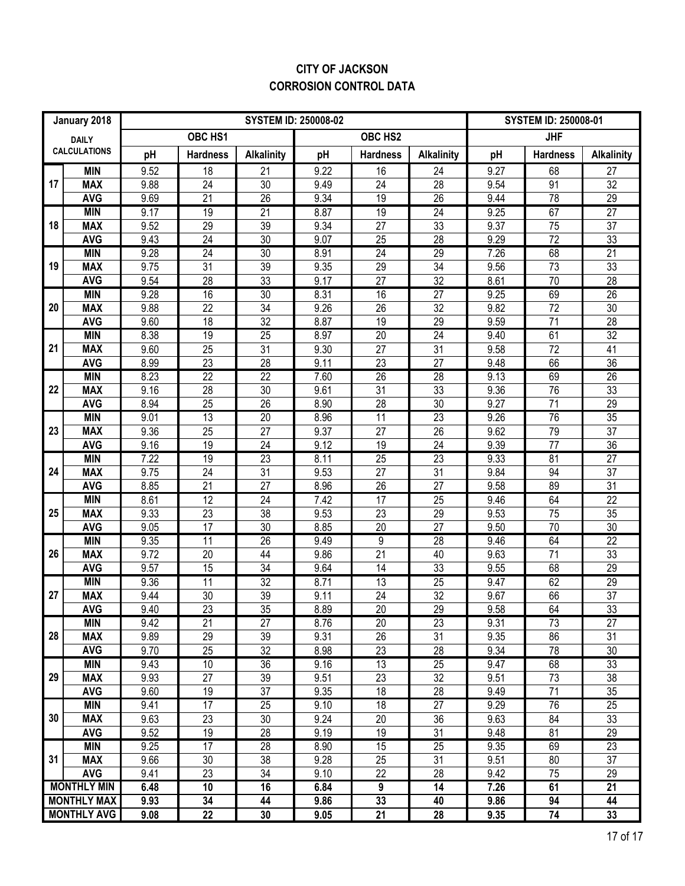# CITY OF JACKSON
## CORROSION CONTROL DATA

| January 2018 | | SYSTEM ID: 250008-02 | | | | | | SYSTEM ID: 250008-01 | | |
|---|---|---|---|---|---|---|---|---|---|---|
| DAILY CALCULATIONS | | OBC HS1 | | | OBC HS2 | | | JHF | | |
| | | pH | Hardness | Alkalinity | pH | Hardness | Alkalinity | pH | Hardness | Alkalinity |
| 17 | MIN | 9.52 | 18 | 21 | 9.22 | 16 | 24 | 9.27 | 68 | 27 |
| | MAX | 9.88 | 24 | 30 | 9.49 | 24 | 28 | 9.54 | 91 | 32 |
| | AVG | 9.69 | 21 | 26 | 9.34 | 19 | 26 | 9.44 | 78 | 29 |
| 18 | MIN | 9.17 | 19 | 21 | 8.87 | 19 | 24 | 9.25 | 67 | 27 |
| | MAX | 9.52 | 29 | 39 | 9.34 | 27 | 33 | 9.37 | 75 | 37 |
| | AVG | 9.43 | 24 | 30 | 9.07 | 25 | 28 | 9.29 | 72 | 33 |
| 19 | MIN | 9.28 | 24 | 30 | 8.91 | 24 | 29 | 7.26 | 68 | 21 |
| | MAX | 9.75 | 31 | 39 | 9.35 | 29 | 34 | 9.56 | 73 | 33 |
| | AVG | 9.54 | 28 | 33 | 9.17 | 27 | 32 | 8.61 | 70 | 28 |
| 20 | MIN | 9.28 | 16 | 30 | 8.31 | 16 | 27 | 9.25 | 69 | 26 |
| | MAX | 9.88 | 22 | 34 | 9.26 | 26 | 32 | 9.82 | 72 | 30 |
| | AVG | 9.60 | 18 | 32 | 8.87 | 19 | 29 | 9.59 | 71 | 28 |
| 21 | MIN | 8.38 | 19 | 25 | 8.97 | 20 | 24 | 9.40 | 61 | 32 |
| | MAX | 9.60 | 25 | 31 | 9.30 | 27 | 31 | 9.58 | 72 | 41 |
| | AVG | 8.99 | 23 | 28 | 9.11 | 23 | 27 | 9.48 | 66 | 36 |
| 22 | MIN | 8.23 | 22 | 22 | 7.60 | 26 | 28 | 9.13 | 69 | 26 |
| | MAX | 9.16 | 28 | 30 | 9.61 | 31 | 33 | 9.36 | 76 | 33 |
| | AVG | 8.94 | 25 | 26 | 8.90 | 28 | 30 | 9.27 | 71 | 29 |
| 23 | MIN | 9.01 | 13 | 20 | 8.96 | 11 | 23 | 9.26 | 76 | 35 |
| | MAX | 9.36 | 25 | 27 | 9.37 | 27 | 26 | 9.62 | 79 | 37 |
| | AVG | 9.16 | 19 | 24 | 9.12 | 19 | 24 | 9.39 | 77 | 36 |
| 24 | MIN | 7.22 | 19 | 23 | 8.11 | 25 | 23 | 9.33 | 81 | 27 |
| | MAX | 9.75 | 24 | 31 | 9.53 | 27 | 31 | 9.84 | 94 | 37 |
| | AVG | 8.85 | 21 | 27 | 8.96 | 26 | 27 | 9.58 | 89 | 31 |
| 25 | MIN | 8.61 | 12 | 24 | 7.42 | 17 | 25 | 9.46 | 64 | 22 |
| | MAX | 9.33 | 23 | 38 | 9.53 | 23 | 29 | 9.53 | 75 | 35 |
| | AVG | 9.05 | 17 | 30 | 8.85 | 20 | 27 | 9.50 | 70 | 30 |
| 26 | MIN | 9.35 | 11 | 26 | 9.49 | 9 | 28 | 9.46 | 64 | 22 |
| | MAX | 9.72 | 20 | 44 | 9.86 | 21 | 40 | 9.63 | 71 | 33 |
| | AVG | 9.57 | 15 | 34 | 9.64 | 14 | 33 | 9.55 | 68 | 29 |
| 27 | MIN | 9.36 | 11 | 32 | 8.71 | 13 | 25 | 9.47 | 62 | 29 |
| | MAX | 9.44 | 30 | 39 | 9.11 | 24 | 32 | 9.67 | 66 | 37 |
| | AVG | 9.40 | 23 | 35 | 8.89 | 20 | 29 | 9.58 | 64 | 33 |
| 28 | MIN | 9.42 | 21 | 27 | 8.76 | 20 | 23 | 9.31 | 73 | 27 |
| | MAX | 9.89 | 29 | 39 | 9.31 | 26 | 31 | 9.35 | 86 | 31 |
| | AVG | 9.70 | 25 | 32 | 8.98 | 23 | 28 | 9.34 | 78 | 30 |
| 29 | MIN | 9.43 | 10 | 36 | 9.16 | 13 | 25 | 9.47 | 68 | 33 |
| | MAX | 9.93 | 27 | 39 | 9.51 | 23 | 32 | 9.51 | 73 | 38 |
| | AVG | 9.60 | 19 | 37 | 9.35 | 18 | 28 | 9.49 | 71 | 35 |
| 30 | MIN | 9.41 | 17 | 25 | 9.10 | 18 | 27 | 9.29 | 76 | 25 |
| | MAX | 9.63 | 23 | 30 | 9.24 | 20 | 36 | 9.63 | 84 | 33 |
| | AVG | 9.52 | 19 | 28 | 9.19 | 19 | 31 | 9.48 | 81 | 29 |
| 31 | MIN | 9.25 | 17 | 28 | 8.90 | 15 | 25 | 9.35 | 69 | 23 |
| | MAX | 9.66 | 30 | 38 | 9.28 | 25 | 31 | 9.51 | 80 | 37 |
| | AVG | 9.41 | 23 | 34 | 9.10 | 22 | 28 | 9.42 | 75 | 29 |
| **MONTHLY MIN** | | **6.48** | **10** | **16** | **6.84** | **9** | **14** | **7.26** | **61** | **21** |
| **MONTHLY MAX** | | **9.93** | **34** | **44** | **9.86** | **33** | **40** | **9.86** | **94** | **44** |
| **MONTHLY AVG** | | **9.08** | **22** | **30** | **9.05** | **21** | **28** | **9.35** | **74** | **33** |